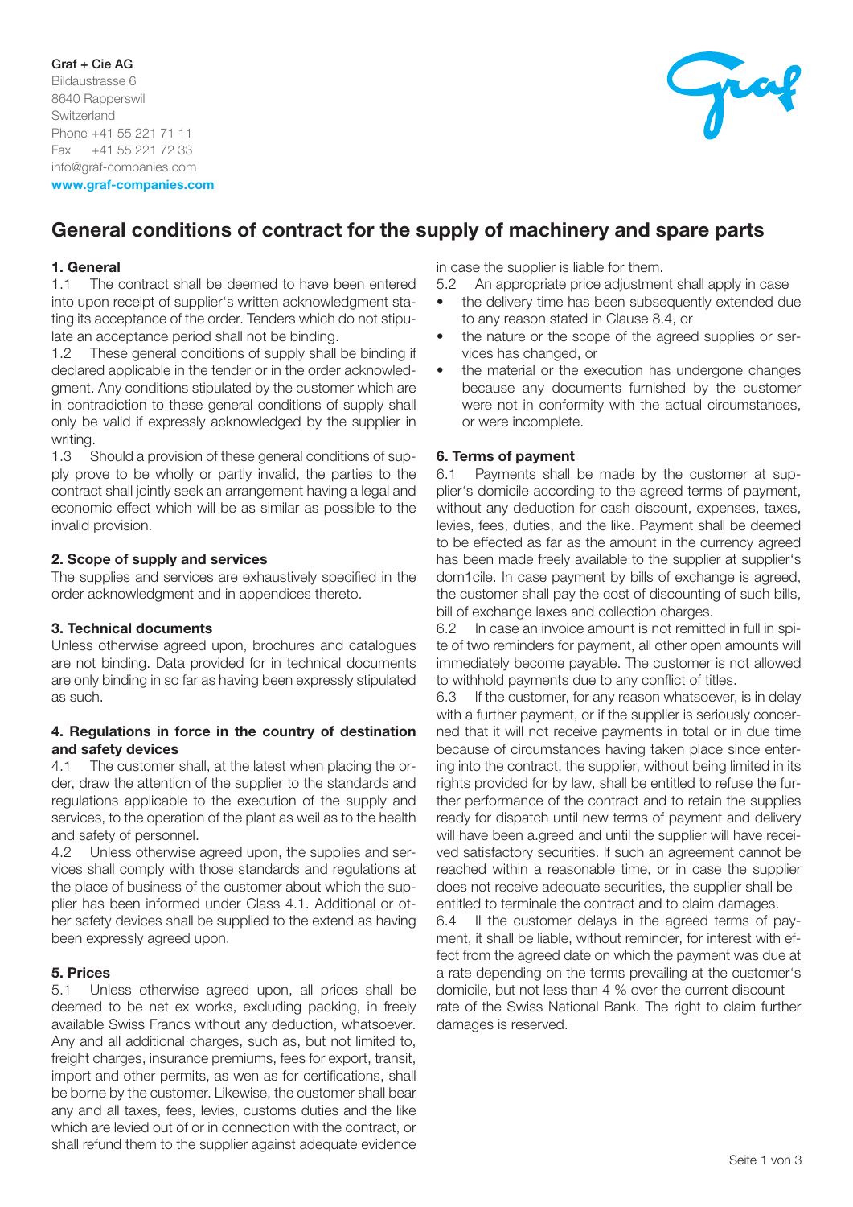**Graf + Cie AG**
Bildaustrasse 6
8640 Rapperswil
Switzerland
Phone +41 55 221 71 11
Fax +41 55 221 72 33
info@graf-companies.com
**www.graf-companies.com**

# General conditions of contract for the supply of machinery and spare parts

## 1. General

1.1 The contract shall be deemed to have been entered into upon receipt of supplier's written acknowledgment stating its acceptance of the order. Tenders which do not stipulate an acceptance period shall not be binding.

1.2 These general conditions of supply shall be binding if declared applicable in the tender or in the order acknowledgment. Any conditions stipulated by the customer which are in contradiction to these general conditions of supply shall only be valid if expressly acknowledged by the supplier in writing.

1.3 Should a provision of these general conditions of supply prove to be wholly or partly invalid, the parties to the contract shall jointly seek an arrangement having a legal and economic effect which will be as similar as possible to the invalid provision.

## 2. Scope of supply and services

The supplies and services are exhaustively specified in the order acknowledgment and in appendices thereto.

## 3. Technical documents

Unless otherwise agreed upon, brochures and catalogues are not binding. Data provided for in technical documents are only binding in so far as having been expressly stipulated as such.

## 4. Regulations in force in the country of destination and safety devices

4.1 The customer shall, at the latest when placing the order, draw the attention of the supplier to the standards and regulations applicable to the execution of the supply and services, to the operation of the plant as weil as to the health and safety of personnel.

4.2 Unless otherwise agreed upon, the supplies and services shall comply with those standards and regulations at the place of business of the customer about which the supplier has been informed under Class 4.1. Additional or other safety devices shall be supplied to the extend as having been expressly agreed upon.

## 5. Prices

5.1 Unless otherwise agreed upon, all prices shall be deemed to be net ex works, excluding packing, in freeiy available Swiss Francs without any deduction, whatsoever. Any and all additional charges, such as, but not limited to, freight charges, insurance premiums, fees for export, transit, import and other permits, as wen as for certifications, shall be borne by the customer. Likewise, the customer shall bear any and all taxes, fees, levies, customs duties and the like which are levied out of or in connection with the contract, or shall refund them to the supplier against adequate evidence in case the supplier is liable for them.

5.2 An appropriate price adjustment shall apply in case

- the delivery time has been subsequently extended due to any reason stated in Clause 8.4, or
- the nature or the scope of the agreed supplies or services has changed, or
- the material or the execution has undergone changes because any documents furnished by the customer were not in conformity with the actual circumstances, or were incomplete.

## 6. Terms of payment

6.1 Payments shall be made by the customer at supplier's domicile according to the agreed terms of payment, without any deduction for cash discount, expenses, taxes, levies, fees, duties, and the like. Payment shall be deemed to be effected as far as the amount in the currency agreed has been made freely available to the supplier at supplier's dom1cile. In case payment by bills of exchange is agreed, the customer shall pay the cost of discounting of such bills, bill of exchange laxes and collection charges.

6.2 In case an invoice amount is not remitted in full in spite of two reminders for payment, all other open amounts will immediately become payable. The customer is not allowed to withhold payments due to any conflict of titles.

6.3 If the customer, for any reason whatsoever, is in delay with a further payment, or if the supplier is seriously concerned that it will not receive payments in total or in due time because of circumstances having taken place since entering into the contract, the supplier, without being limited in its rights provided for by law, shall be entitled to refuse the further performance of the contract and to retain the supplies ready for dispatch until new terms of payment and delivery will have been a.greed and until the supplier will have received satisfactory securities. If such an agreement cannot be reached within a reasonable time, or in case the supplier does not receive adequate securities, the supplier shall be entitled to terminale the contract and to claim damages.

6.4 Il the customer delays in the agreed terms of payment, it shall be liable, without reminder, for interest with effect from the agreed date on which the payment was due at a rate depending on the terms prevailing at the customer's domicile, but not less than 4 % over the current discount rate of the Swiss National Bank. The right to claim further damages is reserved.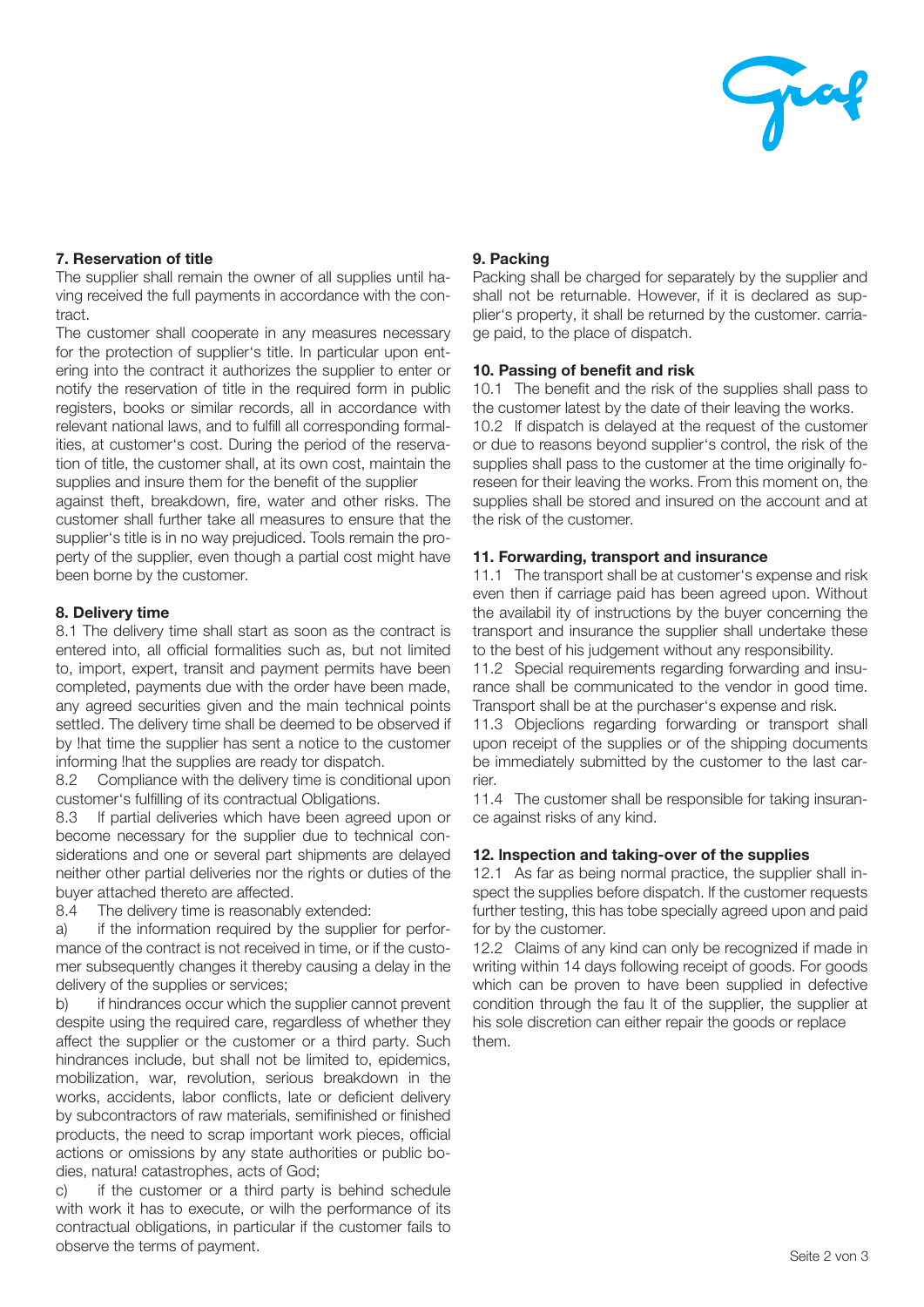## 7. Reservation of title

The supplier shall remain the owner of all supplies until having received the full payments in accordance with the contract.

The customer shall cooperate in any measures necessary for the protection of supplier's title. In particular upon entering into the contract it authorizes the supplier to enter or notify the reservation of title in the required form in public registers, books or similar records, all in accordance with relevant national laws, and to fulfill all corresponding formalities, at customer's cost. During the period of the reservation of title, the customer shall, at its own cost, maintain the supplies and insure them for the benefit of the supplier against theft, breakdown, fire, water and other risks. The customer shall further take all measures to ensure that the supplier's title is in no way prejudiced. Tools remain the property of the supplier, even though a partial cost might have been borne by the customer.

## 8. Delivery time

8.1 The delivery time shall start as soon as the contract is entered into, all official formalities such as, but not limited to, import, expert, transit and payment permits have been completed, payments due with the order have been made, any agreed securities given and the main technical points settled. The delivery time shall be deemed to be observed if by !hat time the supplier has sent a notice to the customer informing !hat the supplies are ready tor dispatch.

8.2 Compliance with the delivery time is conditional upon customer's fulfilling of its contractual Obligations.

8.3 If partial deliveries which have been agreed upon or become necessary for the supplier due to technical considerations and one or several part shipments are delayed neither other partial deliveries nor the rights or duties of the buyer attached thereto are affected.

8.4 The delivery time is reasonably extended:

a) if the information required by the supplier for performance of the contract is not received in time, or if the customer subsequently changes it thereby causing a delay in the delivery of the supplies or services;

b) if hindrances occur which the supplier cannot prevent despite using the required care, regardless of whether they affect the supplier or the customer or a third party. Such hindrances include, but shall not be limited to, epidemics, mobilization, war, revolution, serious breakdown in the works, accidents, labor conflicts, late or deficient delivery by subcontractors of raw materials, semifinished or finished products, the need to scrap important work pieces, official actions or omissions by any state authorities or public bodies, natura! catastrophes, acts of God;

c) if the customer or a third party is behind schedule with work it has to execute, or wilh the performance of its contractual obligations, in particular if the customer fails to observe the terms of payment.

## 9. Packing

Packing shall be charged for separately by the supplier and shall not be returnable. However, if it is declared as supplier's property, it shall be returned by the customer. carriage paid, to the place of dispatch.

## 10. Passing of benefit and risk

10.1 The benefit and the risk of the supplies shall pass to the customer latest by the date of their leaving the works.

10.2 If dispatch is delayed at the request of the customer or due to reasons beyond supplier's control, the risk of the supplies shall pass to the customer at the time originally foreseen for their leaving the works. From this moment on, the supplies shall be stored and insured on the account and at the risk of the customer.

## 11. Forwarding, transport and insurance

11.1 The transport shall be at customer's expense and risk even then if carriage paid has been agreed upon. Without the availabil ity of instructions by the buyer concerning the transport and insurance the supplier shall undertake these to the best of his judgement without any responsibility.

11.2 Special requirements regarding forwarding and insurance shall be communicated to the vendor in good time. Transport shall be at the purchaser's expense and risk.

11.3 Objeclions regarding forwarding or transport shall upon receipt of the supplies or of the shipping documents be immediately submitted by the customer to the last carrier.

11.4 The customer shall be responsible for taking insurance against risks of any kind.

## 12. Inspection and taking-over of the supplies

12.1 As far as being normal practice, the supplier shall inspect the supplies before dispatch. If the customer requests further testing, this has tobe specially agreed upon and paid for by the customer.

12.2 Claims of any kind can only be recognized if made in writing within 14 days following receipt of goods. For goods which can be proven to have been supplied in defective condition through the fau lt of the supplier, the supplier at his sole discretion can either repair the goods or replace them.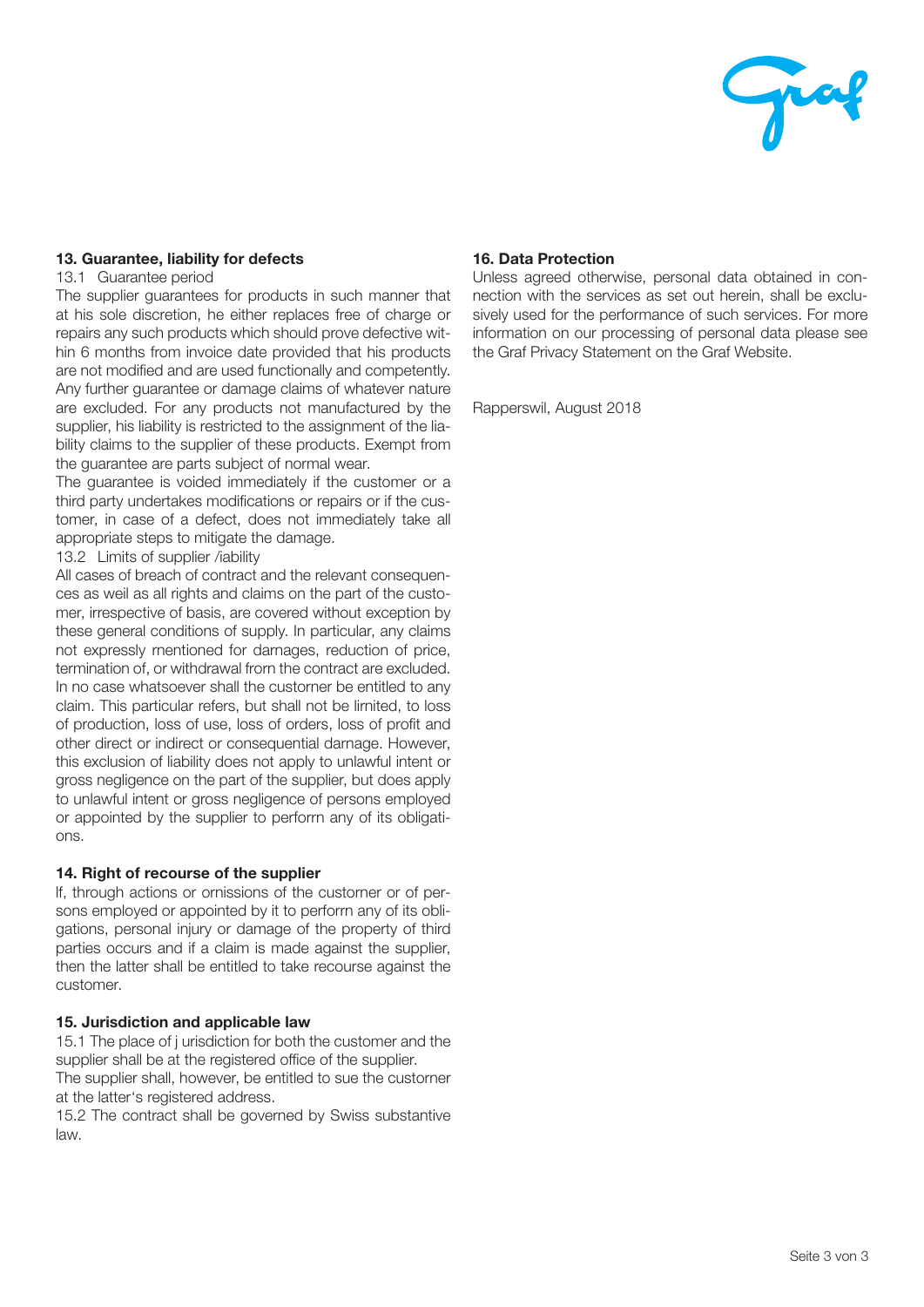### 13. Guarantee, liability for defects

13.1 Guarantee period

The supplier guarantees for products in such manner that at his sole discretion, he either replaces free of charge or repairs any such products which should prove defective within 6 months from invoice date provided that his products are not modified and are used functionally and competently. Any further guarantee or damage claims of whatever nature are excluded. For any products not manufactured by the supplier, his liability is restricted to the assignment of the liability claims to the supplier of these products. Exempt from the guarantee are parts subject of normal wear.

The guarantee is voided immediately if the customer or a third party undertakes modifications or repairs or if the customer, in case of a defect, does not immediately take all appropriate steps to mitigate the damage.

13.2 Limits of supplier /iability

All cases of breach of contract and the relevant consequences as weil as all rights and claims on the part of the customer, irrespective of basis, are covered without exception by these general conditions of supply. In particular, any claims not expressly rnentioned for darnages, reduction of price, termination of, or withdrawal frorn the contract are excluded. In no case whatsoever shall the custorner be entitled to any claim. This particular refers, but shall not be lirnited, to loss of production, loss of use, loss of orders, loss of profit and other direct or indirect or consequential darnage. However, this exclusion of liability does not apply to unlawful intent or gross negligence on the part of the supplier, but does apply to unlawful intent or gross negligence of persons employed or appointed by the supplier to perforrn any of its obligations.

### 14. Right of recourse of the supplier

lf, through actions or ornissions of the custorner or of persons employed or appointed by it to perforrn any of its obligations, personal injury or damage of the property of third parties occurs and if a claim is made against the supplier, then the latter shall be entitled to take recourse against the customer.

### 15. Jurisdiction and applicable law

15.1 The place of j urisdiction for both the customer and the supplier shall be at the registered office of the supplier.

The supplier shall, however, be entitled to sue the custorner at the latter's registered address.

15.2 The contract shall be governed by Swiss substantive law.

### 16. Data Protection

Unless agreed otherwise, personal data obtained in connection with the services as set out herein, shall be exclusively used for the performance of such services. For more information on our processing of personal data please see the Graf Privacy Statement on the Graf Website.

Rapperswil, August 2018